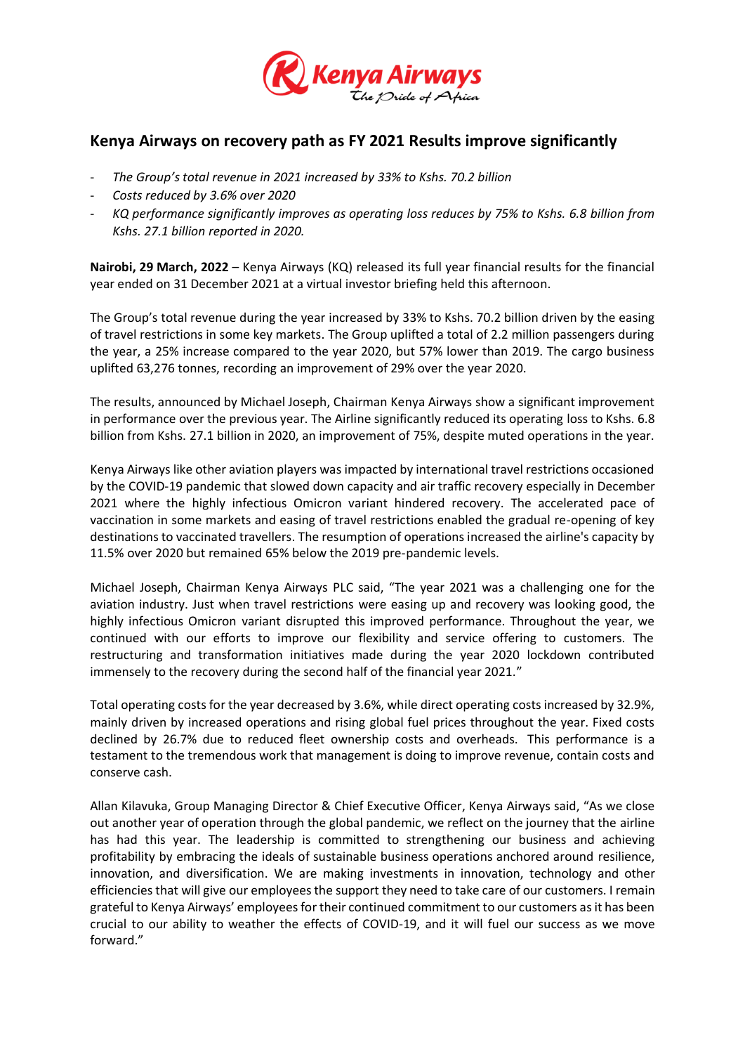# Kenya Airways on recovery path as FY 2021 Results improve significantly

- *The Group's total revenue in 2021 increased by 33% to Kshs. 70.2 billion*
- *Costs reduced by 3.6% over 2020*
- *KQ performance significantly improves as operating loss reduces by 75% to Kshs. 6.8 billion from Kshs. 27.1 billion reported in 2020.*

**Nairobi, 29 March, 2022** – Kenya Airways (KQ) released its full year financial results for the financial year ended on 31 December 2021 at a virtual investor briefing held this afternoon.

The Group's total revenue during the year increased by 33% to Kshs. 70.2 billion driven by the easing of travel restrictions in some key markets. The Group uplifted a total of 2.2 million passengers during the year, a 25% increase compared to the year 2020, but 57% lower than 2019. The cargo business uplifted 63,276 tonnes, recording an improvement of 29% over the year 2020.

The results, announced by Michael Joseph, Chairman Kenya Airways show a significant improvement in performance over the previous year. The Airline significantly reduced its operating loss to Kshs. 6.8 billion from Kshs. 27.1 billion in 2020, an improvement of 75%, despite muted operations in the year.

Kenya Airways like other aviation players was impacted by international travel restrictions occasioned by the COVID-19 pandemic that slowed down capacity and air traffic recovery especially in December 2021 where the highly infectious Omicron variant hindered recovery. The accelerated pace of vaccination in some markets and easing of travel restrictions enabled the gradual re-opening of key destinations to vaccinated travellers. The resumption of operations increased the airline's capacity by 11.5% over 2020 but remained 65% below the 2019 pre-pandemic levels.

Michael Joseph, Chairman Kenya Airways PLC said, "The year 2021 was a challenging one for the aviation industry. Just when travel restrictions were easing up and recovery was looking good, the highly infectious Omicron variant disrupted this improved performance. Throughout the year, we continued with our efforts to improve our flexibility and service offering to customers. The restructuring and transformation initiatives made during the year 2020 lockdown contributed immensely to the recovery during the second half of the financial year 2021."

Total operating costs for the year decreased by 3.6%, while direct operating costs increased by 32.9%, mainly driven by increased operations and rising global fuel prices throughout the year. Fixed costs declined by 26.7% due to reduced fleet ownership costs and overheads. This performance is a testament to the tremendous work that management is doing to improve revenue, contain costs and conserve cash.

Allan Kilavuka, Group Managing Director & Chief Executive Officer, Kenya Airways said, "As we close out another year of operation through the global pandemic, we reflect on the journey that the airline has had this year. The leadership is committed to strengthening our business and achieving profitability by embracing the ideals of sustainable business operations anchored around resilience, innovation, and diversification. We are making investments in innovation, technology and other efficiencies that will give our employees the support they need to take care of our customers. I remain grateful to Kenya Airways' employees for their continued commitment to our customers as it has been crucial to our ability to weather the effects of COVID-19, and it will fuel our success as we move forward."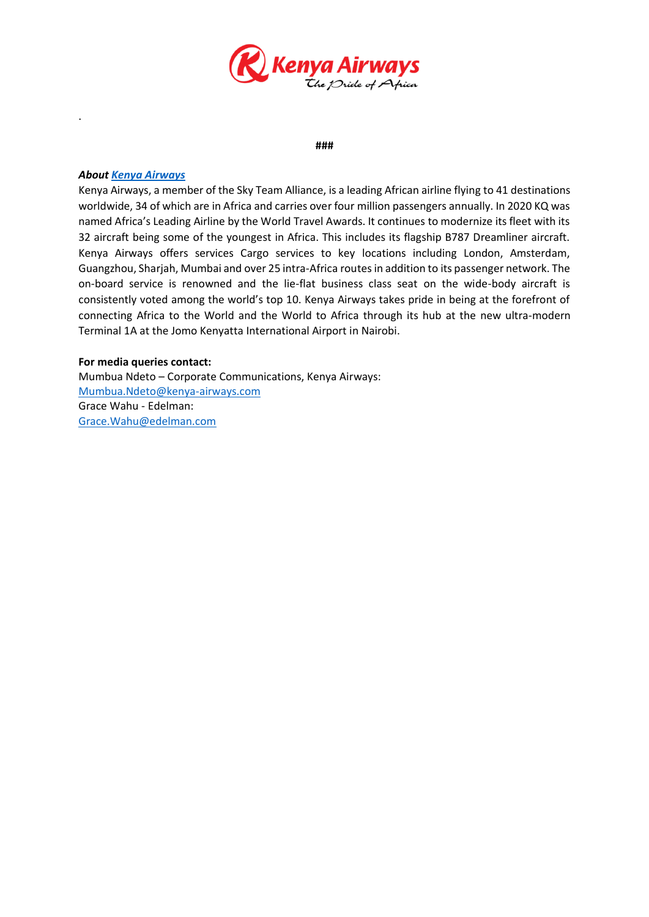.

###

***About Kenya Airways***

Kenya Airways, a member of the Sky Team Alliance, is a leading African airline flying to 41 destinations worldwide, 34 of which are in Africa and carries over four million passengers annually. In 2020 KQ was named Africa's Leading Airline by the World Travel Awards. It continues to modernize its fleet with its 32 aircraft being some of the youngest in Africa. This includes its flagship B787 Dreamliner aircraft. Kenya Airways offers services Cargo services to key locations including London, Amsterdam, Guangzhou, Sharjah, Mumbai and over 25 intra-Africa routes in addition to its passenger network. The on-board service is renowned and the lie-flat business class seat on the wide-body aircraft is consistently voted among the world's top 10. Kenya Airways takes pride in being at the forefront of connecting Africa to the World and the World to Africa through its hub at the new ultra-modern Terminal 1A at the Jomo Kenyatta International Airport in Nairobi.

**For media queries contact:**

Mumbua Ndeto – Corporate Communications, Kenya Airways:
Mumbua.Ndeto@kenya-airways.com
Grace Wahu - Edelman:
Grace.Wahu@edelman.com